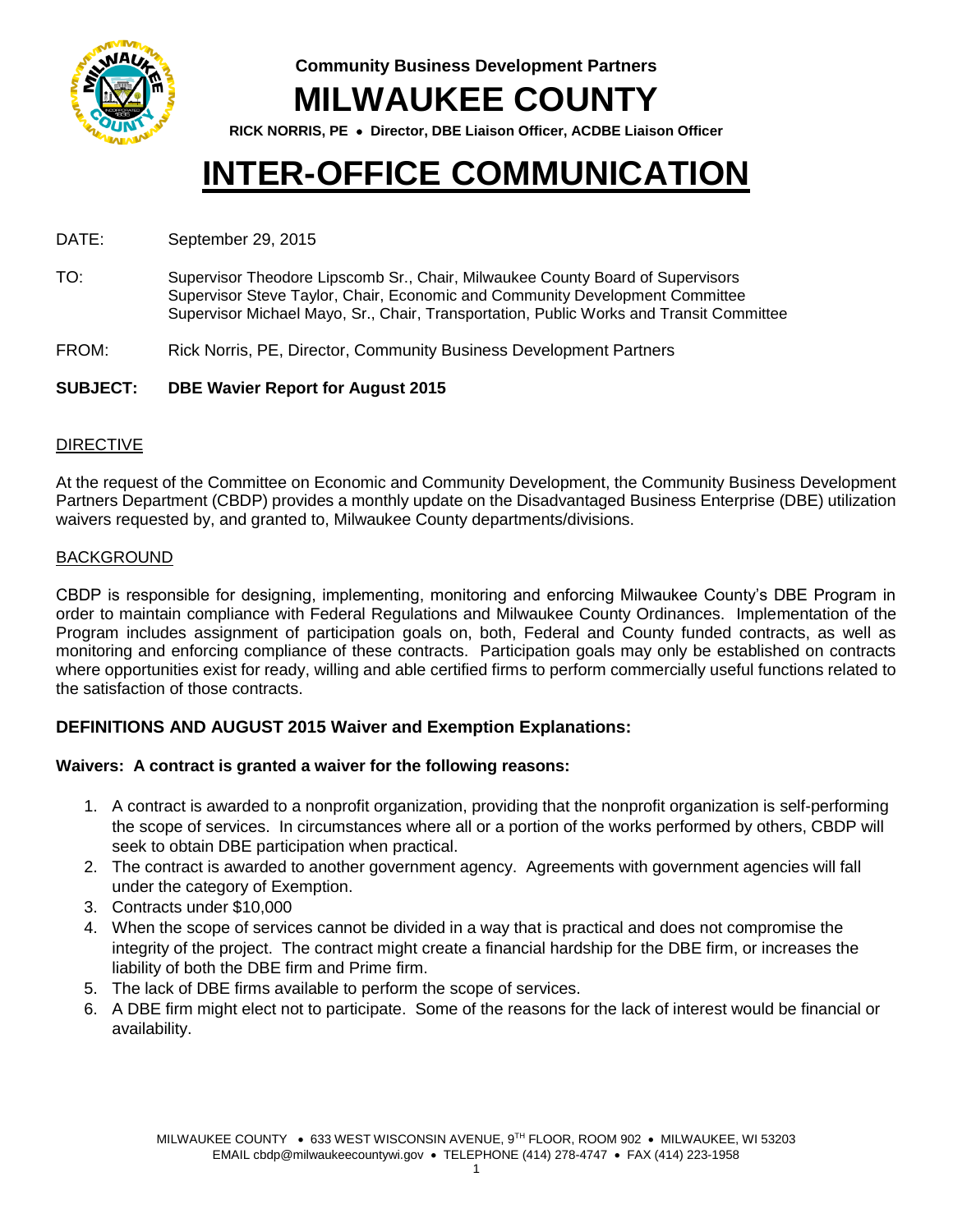Community Business Development Partners

# MILWAUKEE COUNTY

**RICK NORRIS, PE • Director, DBE Liaison Officer, ACDBE Liaison Officer**

# INTER-OFFICE COMMUNICATION

DATE: September 29, 2015

TO: Supervisor Theodore Lipscomb Sr., Chair, Milwaukee County Board of Supervisors
Supervisor Steve Taylor, Chair, Economic and Community Development Committee
Supervisor Michael Mayo, Sr., Chair, Transportation, Public Works and Transit Committee

FROM: Rick Norris, PE, Director, Community Business Development Partners

**SUBJECT: DBE Wavier Report for August 2015**

## DIRECTIVE

At the request of the Committee on Economic and Community Development, the Community Business Development Partners Department (CBDP) provides a monthly update on the Disadvantaged Business Enterprise (DBE) utilization waivers requested by, and granted to, Milwaukee County departments/divisions.

## BACKGROUND

CBDP is responsible for designing, implementing, monitoring and enforcing Milwaukee County's DBE Program in order to maintain compliance with Federal Regulations and Milwaukee County Ordinances. Implementation of the Program includes assignment of participation goals on, both, Federal and County funded contracts, as well as monitoring and enforcing compliance of these contracts. Participation goals may only be established on contracts where opportunities exist for ready, willing and able certified firms to perform commercially useful functions related to the satisfaction of those contracts.

### DEFINITIONS AND AUGUST 2015 Waiver and Exemption Explanations:

**Waivers: A contract is granted a waiver for the following reasons:**

1. A contract is awarded to a nonprofit organization, providing that the nonprofit organization is self-performing the scope of services. In circumstances where all or a portion of the works performed by others, CBDP will seek to obtain DBE participation when practical.
2. The contract is awarded to another government agency. Agreements with government agencies will fall under the category of Exemption.
3. Contracts under $10,000
4. When the scope of services cannot be divided in a way that is practical and does not compromise the integrity of the project. The contract might create a financial hardship for the DBE firm, or increases the liability of both the DBE firm and Prime firm.
5. The lack of DBE firms available to perform the scope of services.
6. A DBE firm might elect not to participate. Some of the reasons for the lack of interest would be financial or availability.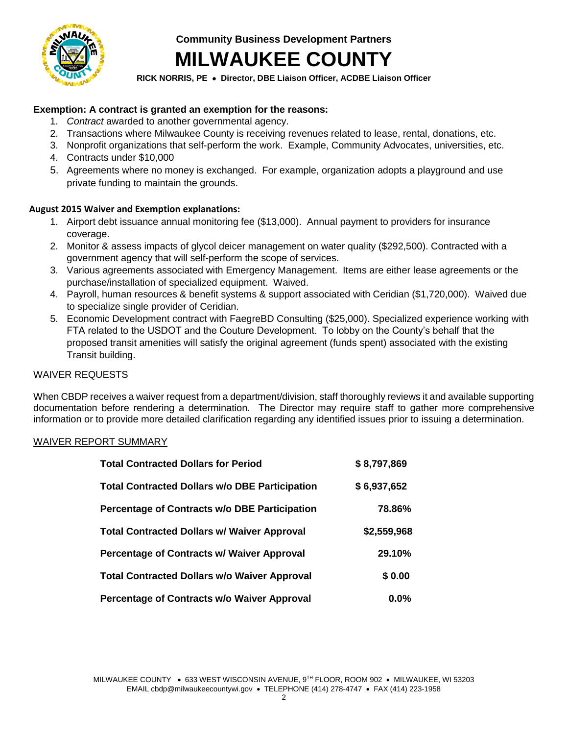Community Business Development Partners

# MILWAUKEE COUNTY

**RICK NORRIS, PE • Director, DBE Liaison Officer, ACDBE Liaison Officer**

**Exemption: A contract is granted an exemption for the reasons:**

1. *Contract* awarded to another governmental agency.
2. Transactions where Milwaukee County is receiving revenues related to lease, rental, donations, etc.
3. Nonprofit organizations that self-perform the work. Example, Community Advocates, universities, etc.
4. Contracts under $10,000
5. Agreements where no money is exchanged. For example, organization adopts a playground and use private funding to maintain the grounds.

**August 2015 Waiver and Exemption explanations:**

1. Airport debt issuance annual monitoring fee ($13,000). Annual payment to providers for insurance coverage.
2. Monitor & assess impacts of glycol deicer management on water quality ($292,500). Contracted with a government agency that will self-perform the scope of services.
3. Various agreements associated with Emergency Management. Items are either lease agreements or the purchase/installation of specialized equipment. Waived.
4. Payroll, human resources & benefit systems & support associated with Ceridian ($1,720,000). Waived due to specialize single provider of Ceridian.
5. Economic Development contract with FaegreBD Consulting ($25,000). Specialized experience working with FTA related to the USDOT and the Couture Development. To lobby on the County's behalf that the proposed transit amenities will satisfy the original agreement (funds spent) associated with the existing Transit building.

## WAIVER REQUESTS

When CBDP receives a waiver request from a department/division, staff thoroughly reviews it and available supporting documentation before rendering a determination. The Director may require staff to gather more comprehensive information or to provide more detailed clarification regarding any identified issues prior to issuing a determination.

## WAIVER REPORT SUMMARY

| | |
|---|---|
| **Total Contracted Dollars for Period** | **$ 8,797,869** |
| **Total Contracted Dollars w/o DBE Participation** | **$ 6,937,652** |
| **Percentage of Contracts w/o DBE Participation** | **78.86%** |
| **Total Contracted Dollars w/ Waiver Approval** | **$2,559,968** |
| **Percentage of Contracts w/ Waiver Approval** | **29.10%** |
| **Total Contracted Dollars w/o Waiver Approval** | **$ 0.00** |
| **Percentage of Contracts w/o Waiver Approval** | **0.0%** |

MILWAUKEE COUNTY • 633 WEST WISCONSIN AVENUE, 9TH FLOOR, ROOM 902 • MILWAUKEE, WI 53203
EMAIL cbdp@milwaukeecountywi.gov • TELEPHONE (414) 278-4747 • FAX (414) 223-1958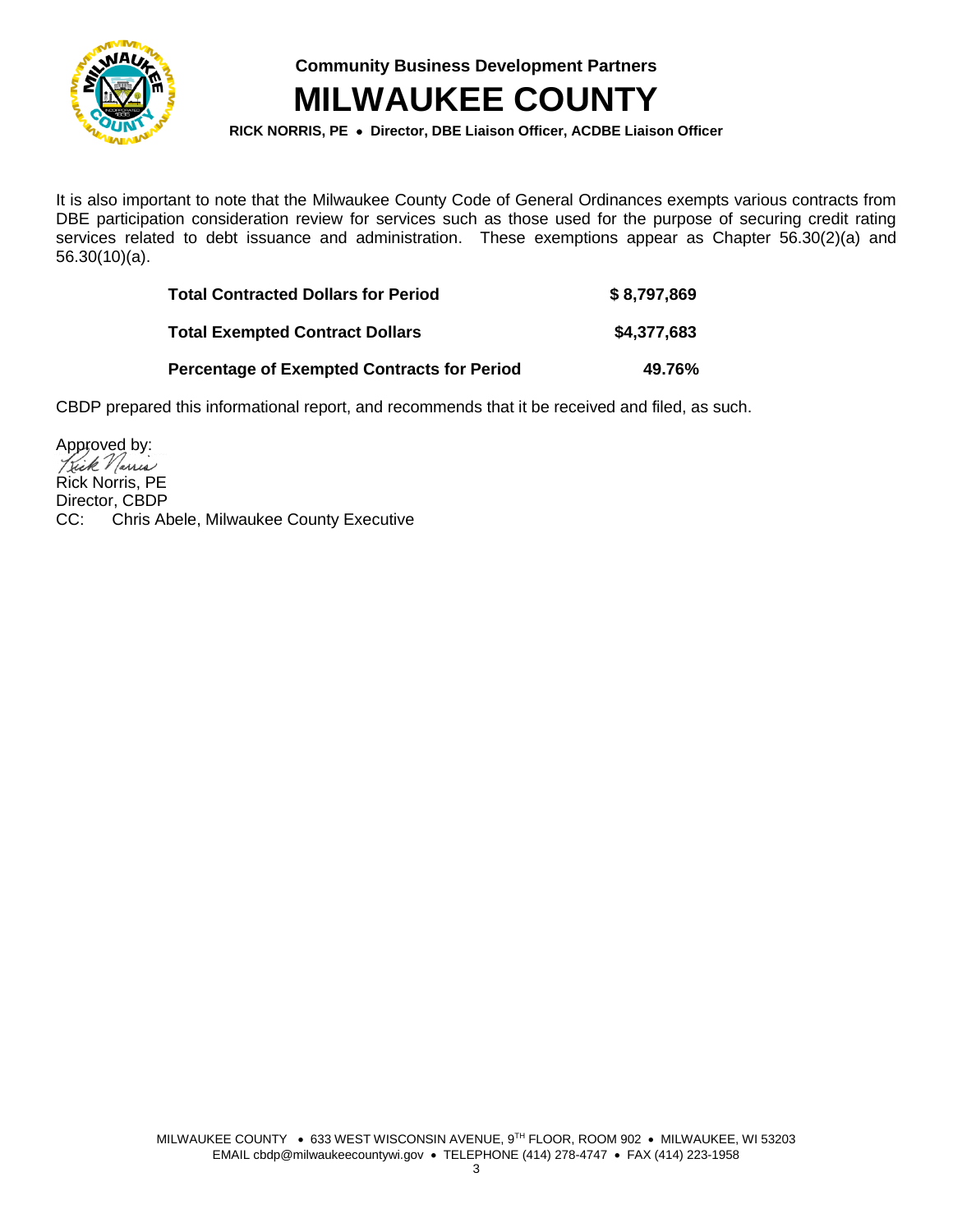Community Business Development Partners

# MILWAUKEE COUNTY

**RICK NORRIS, PE • Director, DBE Liaison Officer, ACDBE Liaison Officer**

It is also important to note that the Milwaukee County Code of General Ordinances exempts various contracts from DBE participation consideration review for services such as those used for the purpose of securing credit rating services related to debt issuance and administration. These exemptions appear as Chapter 56.30(2)(a) and 56.30(10)(a).

| | |
|---|---|
| **Total Contracted Dollars for Period** | **$ 8,797,869** |
| **Total Exempted Contract Dollars** | **$4,377,683** |
| **Percentage of Exempted Contracts for Period** | **49.76%** |

CBDP prepared this informational report, and recommends that it be received and filed, as such.

Approved by:
Rick Norris

Rick Norris, PE
Director, CBDP
CC: Chris Abele, Milwaukee County Executive

MILWAUKEE COUNTY • 633 WEST WISCONSIN AVENUE, 9TH FLOOR, ROOM 902 • MILWAUKEE, WI 53203
EMAIL cbdp@milwaukeecountywi.gov • TELEPHONE (414) 278-4747 • FAX (414) 223-1958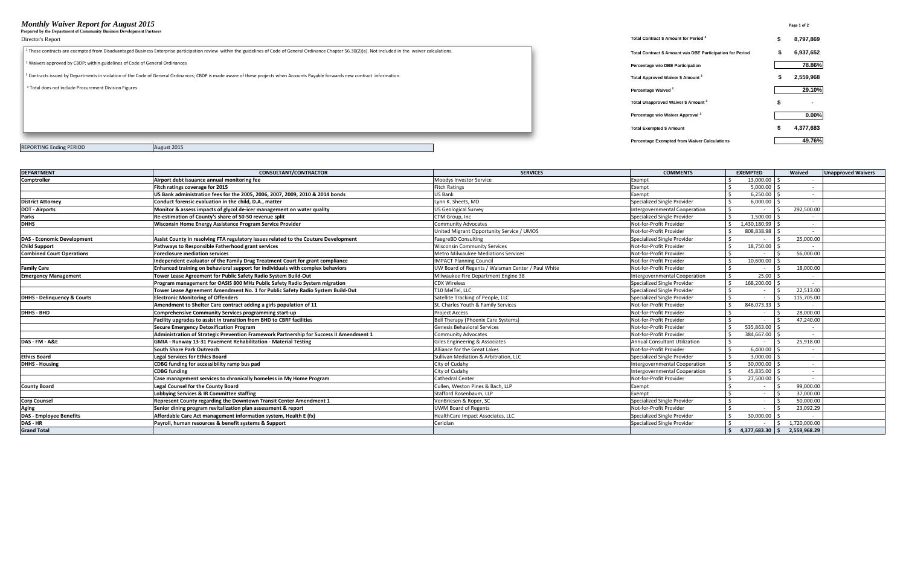# *Monthly Waiver Report for August 2015*

**Prepared by the Department of Community Business Development Partners**

Director's Report

[1] These contracts are exempted from Disadvantaged Business Enterprise participation review within the guidelines of Code of General Ordinance Chapter 56.30(2)(a). Not included in the waiver calculations.

[2] Waivers approved by CBDP; within guidelines of Code of General Ordinances

[3] Contracts issued by Departments in violation of the Code of General Ordinances; CBDP is made aware of these projects when Accounts Payable forwards new contract information.

[4] Total does not include Procurement Division Figures

| | |
|---|---|
| **Total Contract $ Amount for Period [4]** | **$ 8,797,869** |
| **Total Contract $ Amount w/o DBE Participation for Period** | **$ 6,937,652** |
| **Percentage w/o DBE Participation** | **78.86%** |
| **Total Approved Waiver $ Amount [2]** | **$ 2,559,968** |
| **Percentage Waived [2]** | **29.10%** |
| **Total Unapproved Waiver $ Amount [3]** | **$ -** |
| **Percentage w/o Waiver Approval [3]** | **0.00%** |
| **Total Exempted $ Amount** | **$ 4,377,683** |
| **Percentage Exempted from Waiver Calculations** | **49.76%** |

REPORTING Ending PERIOD: August 2015

| DEPARTMENT | CONSULTANT/CONTRACTOR | SERVICES | COMMENTS | EXEMPTED | Waived | Unapproved Waivers |
|---|---|---|---|---|---|---|
| **Comptroller** | **Airport debt issuance annual monitoring fee** | Moodys Investor Service | Exempt | $ 13,000.00 | $ - | |
| | **Fitch ratings coverage for 2015** | Fitch Ratings | Exempt | $ 5,000.00 | $ - | |
| | **US Bank administration fees for the 2005, 2006, 2007, 2009, 2010 & 2014 bonds** | US Bank | Exempt | $ 6,250.00 | $ - | |
| **District Attorney** | **Conduct forensic evaluation in the child, D.A., matter** | Lynn K. Sheets, MD | Specialized Single Provider | $ 6,000.00 | $ - | |
| **DOT - Airports** | **Monitor & assess impacts of glycol de-icer management on water quality** | US Geological Survey | Intergovernmental Cooperation | $ - | $ 292,500.00 | |
| **Parks** | **Re-estimation of County's share of 50-50 revenue split** | CTM Group, Inc | Specialized Single Provider | $ 1,500.00 | $ - | |
| **DHHS** | **Wisconsin Home Energy Assistance Program Service Provider** | Community Advocates | Not-for-Profit Provider | $ 1,430,180.99 | $ - | |
| | | United Migrant Opportunity Service / UMOS | Not-for-Profit Provider | $ 808,838.98 | $ - | |
| **DAS - Economic Development** | **Assist County in resolving FTA regulatory issues related to the Couture Development** | FaegreBD Consulting | Specialized Single Provider | $ - | $ 25,000.00 | |
| **Child Support** | **Pathways to Responsible Fatherhood grant services** | Wisconsin Community Services | Not-for-Profit Provider | $ 18,750.00 | $ - | |
| **Combined Court Operations** | **Foreclosure mediation services** | Metro Milwaukee Mediations Services | Not-for-Profit Provider | $ - | $ 56,000.00 | |
| | **Independent evaluator of the Family Drug Treatment Court for grant compliance** | IMPACT Planning Council | Not-for-Profit Provider | $ 10,600.00 | $ - | |
| **Family Care** | **Enhanced training on behavioral support for individuals with complex behaviors** | UW Board of Regents / Waisman Center / Paul White | Not-for-Profit Provider | $ - | $ 18,000.00 | |
| **Emergency Management** | **Tower Lease Agreement for Public Safety Radio System Build-Out** | Milwaukee Fire Department Engine 38 | Intergovernmental Cooperation | $ 25.00 | $ - | |
| | **Program management for OASIS 800 MHz Public Safety Radio System migration** | CDX Wireless | Specialized Single Provider | $ 168,200.00 | $ - | |
| | **Tower Lease Agreement Amendment No. 1 for Public Safety Radio System Build-Out** | T10 MelTel, LLC | Specialized Single Provider | $ - | $ 22,513.00 | |
| **DHHS - Delinquency & Courts** | **Electronic Monitoring of Offenders** | Satellite Tracking of People, LLC | Specialized Single Provider | $ - | $ 115,705.00 | |
| | **Amendment to Shelter Care contract adding a girls population of 11** | St. Charles Youth & Family Services | Not-for-Profit Provider | $ 846,073.33 | $ - | |
| **DHHS - BHD** | **Comprehensive Community Services programming start-up** | Project Access | Not-for-Profit Provider | $ - | $ 28,000.00 | |
| | **Facility upgrades to assist in transition from BHD to CBRF facilities** | Bell Therapy (Phoenix Care Systems) | Not-for-Profit Provider | $ - | $ 47,240.00 | |
| | **Secure Emergency Detoxification Program** | Genesis Behavioral Services | Not-for-Profit Provider | $ 535,863.00 | $ - | |
| | **Administration of Strategic Prevention Framework Partnership for Success II Amendment 1** | Community Advocates | Not-for-Profit Provider | $ 384,667.00 | $ - | |
| **DAS - FM - A&E** | **GMIA - Runway 13-31 Pavement Rehabilitation - Material Testing** | Giles Engineering & Associates | Annual Consultant Utilization | $ - | $ 25,918.00 | |
| | **South Shore Park Outreach** | Alliance for the Great Lakes | Not-for-Profit Provider | $ 6,400.00 | $ - | |
| **Ethics Board** | **Legal Services for Ethics Board** | Sullivan Mediation & Arbitration, LLC | Specialized Single Provider | $ 3,000.00 | $ - | |
| **DHHS - Housing** | **CDBG funding for accessibility ramp bus pad** | City of Cudahy | Intergovernmental Cooperation | $ 30,000.00 | $ - | |
| | **CDBG funding** | City of Cudahy | Intergovernmental Cooperation | $ 45,835.00 | $ - | |
| | **Case management services to chronically homeless in My Home Program** | Cathedral Center | Not-for-Profit Provider | $ 27,500.00 | $ - | |
| **County Board** | **Legal Counsel for the County Board** | Cullen, Weston Pines & Bach, LLP | Exempt | $ - | $ 99,000.00 | |
| | **Lobbying Services & IR Committee staffing** | Stafford Rosenbaum, LLP | Exempt | $ - | $ 37,000.00 | |
| **Corp Counsel** | **Represent County regarding the Downtown Transit Center Amendment 1** | VonBriesen & Roper, SC | Specialized Single Provider | $ - | $ 50,000.00 | |
| **Aging** | **Senior dining program revitalization plan assessment & report** | UWM Board of Regents | Not-for-Profit Provider | $ - | $ 23,092.29 | |
| **DAS - Employee Benefits** | **Affordable Care Act management information system, Health E (fx)** | HealthCare Impact Associates, LLC | Specialized Single Provider | $ 30,000.00 | $ - | |
| **DAS - HR** | **Payroll, human resources & benefit systems & Support** | Ceridian | Specialized Single Provider | $ - | $ 1,720,000.00 | |
| **Grand Total** | | | | **$ 4,377,683.30** | **$ 2,559,968.29** | |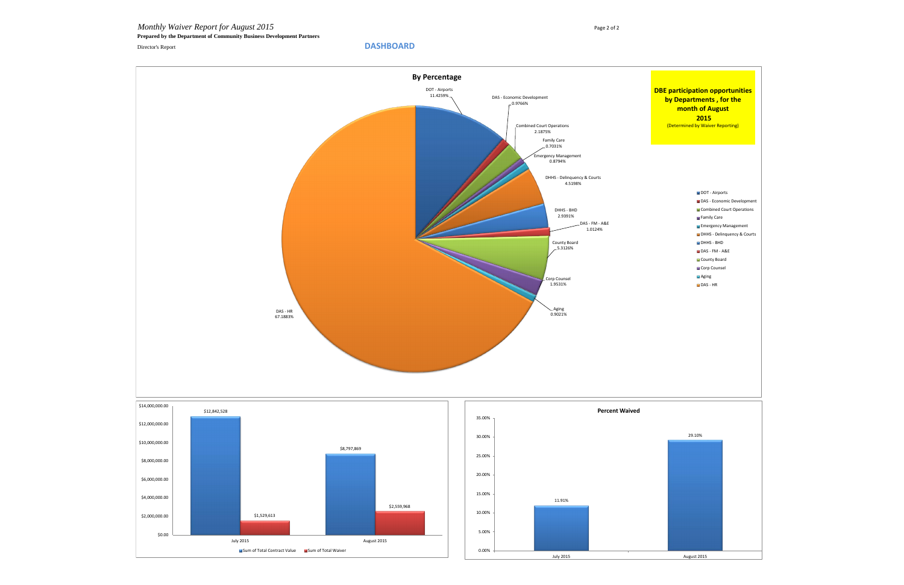*Monthly Waiver Report for August 2015*

**Prepared by the Department of Community Business Development Partners**

Director's Report

## DASHBOARD

**By Percentage**

DOT - Airports 11.4259%

DAS - Economic Development 0.9766%

Combined Court Operations 2.1875%

Family Care 0.7031%

Emergency Management 0.8794%

DHHS - Delinquency & Courts 4.5198%

DHHS - BHD 2.9391%

DAS - FM - A&E 1.0124%

County Board 5.3126%

Corp Counsel 1.9531%

Aging 0.9021%

DAS - HR 67.1883%

**DBE participation opportunities by Departments , for the month of August 2015**
(Determined by Waiver Reporting)

DOT - Airports
DAS - Economic Development
Combined Court Operations
Family Care
Emergency Management
DHHS - Delinquency & Courts
DHHS - BHD
DAS - FM - A&E
County Board
Corp Counsel
Aging
DAS - HR

$14,000,000.00
$12,000,000.00
$10,000,000.00
$8,000,000.00
$6,000,000.00
$4,000,000.00
$2,000,000.00
$0.00

July 2015: $12,842,528 ; $1,529,613

August 2015: $8,797,869 ; $2,559,968

Sum of Total Contract Value
Sum of Total Waiver

**Percent Waived**

35.00%
30.00%
25.00%
20.00%
15.00%
10.00%
5.00%
0.00%

July 2015: 11.91%

August 2015: 29.10%